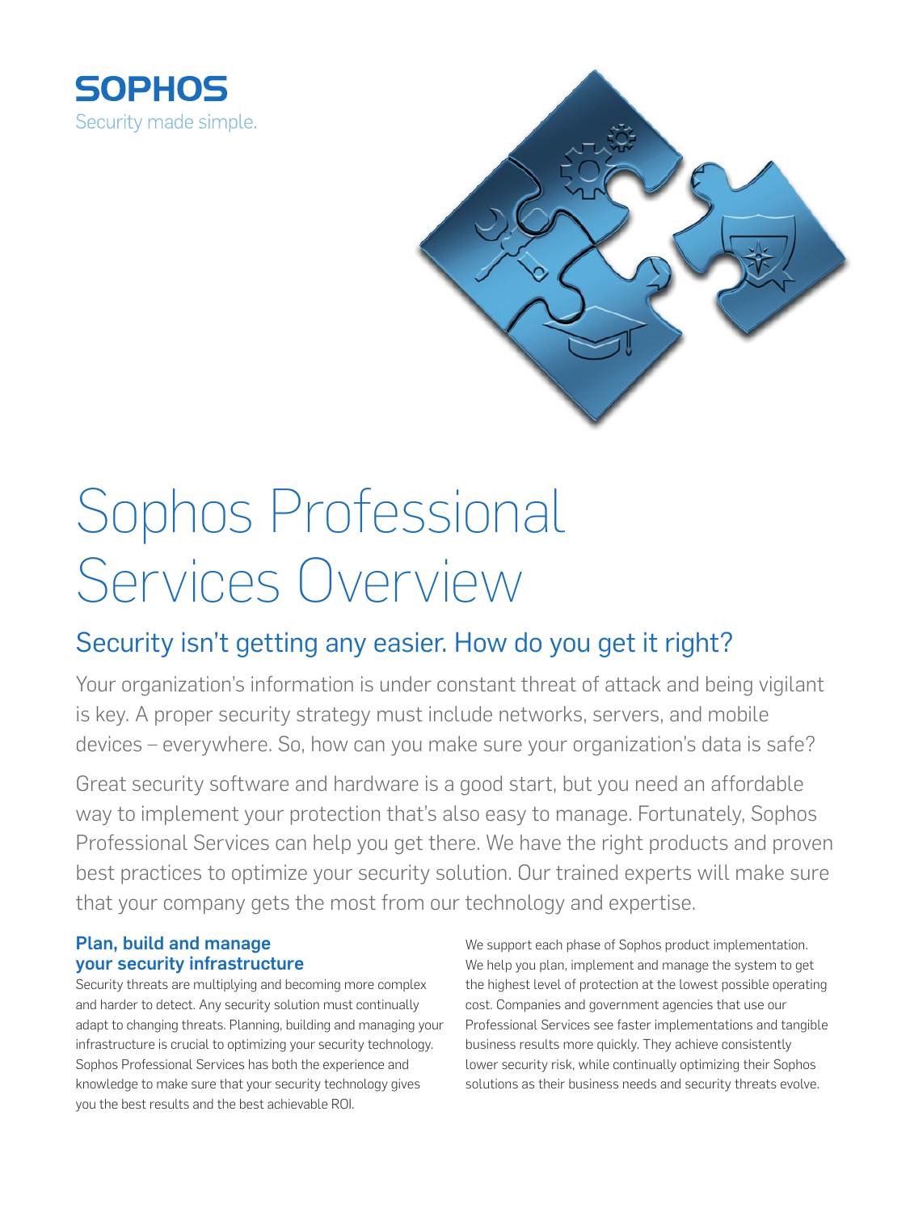SOPHOS

Security made simple.

# Sophos Professional Services Overview

## Security isn't getting any easier. How do you get it right?

Your organization's information is under constant threat of attack and being vigilant is key. A proper security strategy must include networks, servers, and mobile devices – everywhere. So, how can you make sure your organization's data is safe?

Great security software and hardware is a good start, but you need an affordable way to implement your protection that's also easy to manage. Fortunately, Sophos Professional Services can help you get there. We have the right products and proven best practices to optimize your security solution. Our trained experts will make sure that your company gets the most from our technology and expertise.

### Plan, build and manage your security infrastructure

Security threats are multiplying and becoming more complex and harder to detect. Any security solution must continually adapt to changing threats. Planning, building and managing your infrastructure is crucial to optimizing your security technology. Sophos Professional Services has both the experience and knowledge to make sure that your security technology gives you the best results and the best achievable ROI.

We support each phase of Sophos product implementation. We help you plan, implement and manage the system to get the highest level of protection at the lowest possible operating cost. Companies and government agencies that use our Professional Services see faster implementations and tangible business results more quickly. They achieve consistently lower security risk, while continually optimizing their Sophos solutions as their business needs and security threats evolve.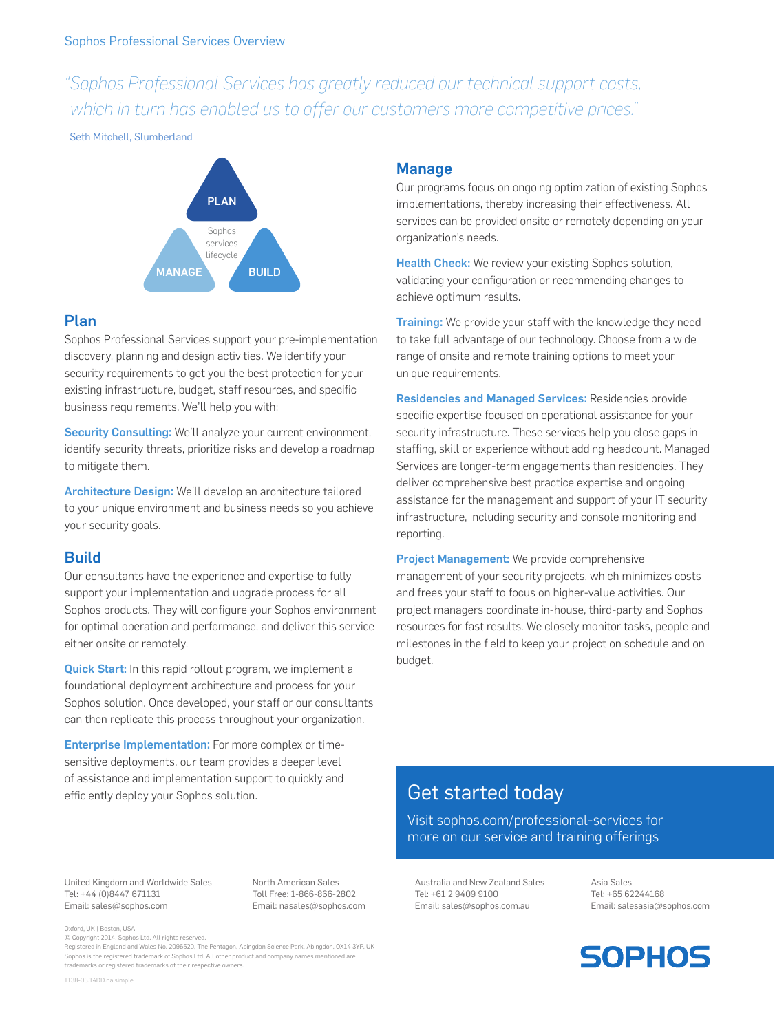Sophos Professional Services Overview

*"Sophos Professional Services has greatly reduced our technical support costs, which in turn has enabled us to offer our customers more competitive prices."*

Seth Mitchell, Slumberland

PLAN

Sophos services lifecycle

MANAGE

BUILD

## Plan

Sophos Professional Services support your pre-implementation discovery, planning and design activities. We identify your security requirements to get you the best protection for your existing infrastructure, budget, staff resources, and specific business requirements. We'll help you with:

**Security Consulting:** We'll analyze your current environment, identify security threats, prioritize risks and develop a roadmap to mitigate them.

**Architecture Design:** We'll develop an architecture tailored to your unique environment and business needs so you achieve your security goals.

## Build

Our consultants have the experience and expertise to fully support your implementation and upgrade process for all Sophos products. They will configure your Sophos environment for optimal operation and performance, and deliver this service either onsite or remotely.

**Quick Start:** In this rapid rollout program, we implement a foundational deployment architecture and process for your Sophos solution. Once developed, your staff or our consultants can then replicate this process throughout your organization.

**Enterprise Implementation:** For more complex or time-sensitive deployments, our team provides a deeper level of assistance and implementation support to quickly and efficiently deploy your Sophos solution.

## Manage

Our programs focus on ongoing optimization of existing Sophos implementations, thereby increasing their effectiveness. All services can be provided onsite or remotely depending on your organization's needs.

**Health Check:** We review your existing Sophos solution, validating your configuration or recommending changes to achieve optimum results.

**Training:** We provide your staff with the knowledge they need to take full advantage of our technology. Choose from a wide range of onsite and remote training options to meet your unique requirements.

**Residencies and Managed Services:** Residencies provide specific expertise focused on operational assistance for your security infrastructure. These services help you close gaps in staffing, skill or experience without adding headcount. Managed Services are longer-term engagements than residencies. They deliver comprehensive best practice expertise and ongoing assistance for the management and support of your IT security infrastructure, including security and console monitoring and reporting.

**Project Management:** We provide comprehensive management of your security projects, which minimizes costs and frees your staff to focus on higher-value activities. Our project managers coordinate in-house, third-party and Sophos resources for fast results. We closely monitor tasks, people and milestones in the field to keep your project on schedule and on budget.

## Get started today

Visit sophos.com/professional-services for more on our service and training offerings

United Kingdom and Worldwide Sales
Tel: +44 (0)8447 671131
Email: sales@sophos.com

North American Sales
Toll Free: 1-866-866-2802
Email: nasales@sophos.com

Australia and New Zealand Sales
Tel: +61 2 9409 9100
Email: sales@sophos.com.au

Asia Sales
Tel: +65 62244168
Email: salesasia@sophos.com

Oxford, UK | Boston, USA
© Copyright 2014. Sophos Ltd. All rights reserved.
Registered in England and Wales No. 2096520, The Pentagon, Abingdon Science Park, Abingdon, OX14 3YP, UK
Sophos is the registered trademark of Sophos Ltd. All other product and company names mentioned are trademarks or registered trademarks of their respective owners.

1138-03.14DD.na.simple

SOPHOS